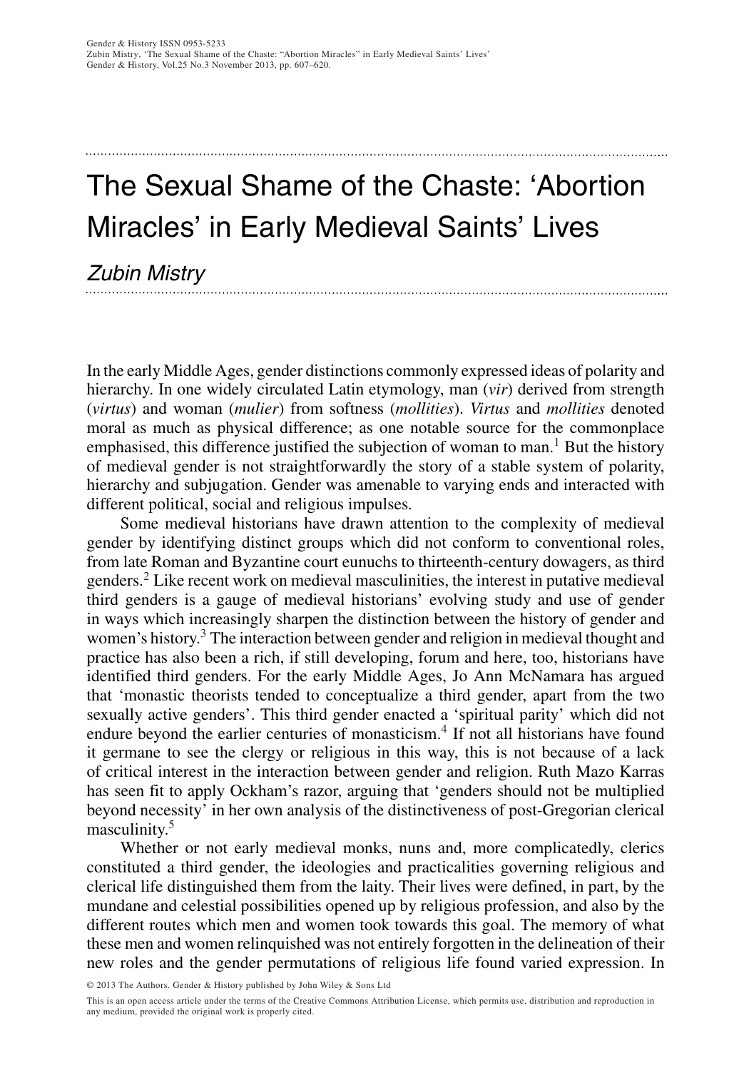# The Sexual Shame of the Chaste: 'Abortion Miracles' in Early Medieval Saints' Lives

*Zubin Mistry*

In the early Middle Ages, gender distinctions commonly expressed ideas of polarity and hierarchy. In one widely circulated Latin etymology, man (*vir*) derived from strength (*virtus*) and woman (*mulier*) from softness (*mollities*). *Virtus* and *mollities* denoted moral as much as physical difference; as one notable source for the commonplace emphasised, this difference justified the subjection of woman to man.[1] But the history of medieval gender is not straightforwardly the story of a stable system of polarity, hierarchy and subjugation. Gender was amenable to varying ends and interacted with different political, social and religious impulses.

Some medieval historians have drawn attention to the complexity of medieval gender by identifying distinct groups which did not conform to conventional roles, from late Roman and Byzantine court eunuchs to thirteenth-century dowagers, as third genders.[2] Like recent work on medieval masculinities, the interest in putative medieval third genders is a gauge of medieval historians' evolving study and use of gender in ways which increasingly sharpen the distinction between the history of gender and women's history.[3] The interaction between gender and religion in medieval thought and practice has also been a rich, if still developing, forum and here, too, historians have identified third genders. For the early Middle Ages, Jo Ann McNamara has argued that 'monastic theorists tended to conceptualize a third gender, apart from the two sexually active genders'. This third gender enacted a 'spiritual parity' which did not endure beyond the earlier centuries of monasticism.[4] If not all historians have found it germane to see the clergy or religious in this way, this is not because of a lack of critical interest in the interaction between gender and religion. Ruth Mazo Karras has seen fit to apply Ockham's razor, arguing that 'genders should not be multiplied beyond necessity' in her own analysis of the distinctiveness of post-Gregorian clerical masculinity.[5]

Whether or not early medieval monks, nuns and, more complicatedly, clerics constituted a third gender, the ideologies and practicalities governing religious and clerical life distinguished them from the laity. Their lives were defined, in part, by the mundane and celestial possibilities opened up by religious profession, and also by the different routes which men and women took towards this goal. The memory of what these men and women relinquished was not entirely forgotten in the delineation of their new roles and the gender permutations of religious life found varied expression. In

© 2013 The Authors. Gender & History published by John Wiley & Sons Ltd

This is an open access article under the terms of the Creative Commons Attribution License, which permits use, distribution and reproduction in any medium, provided the original work is properly cited.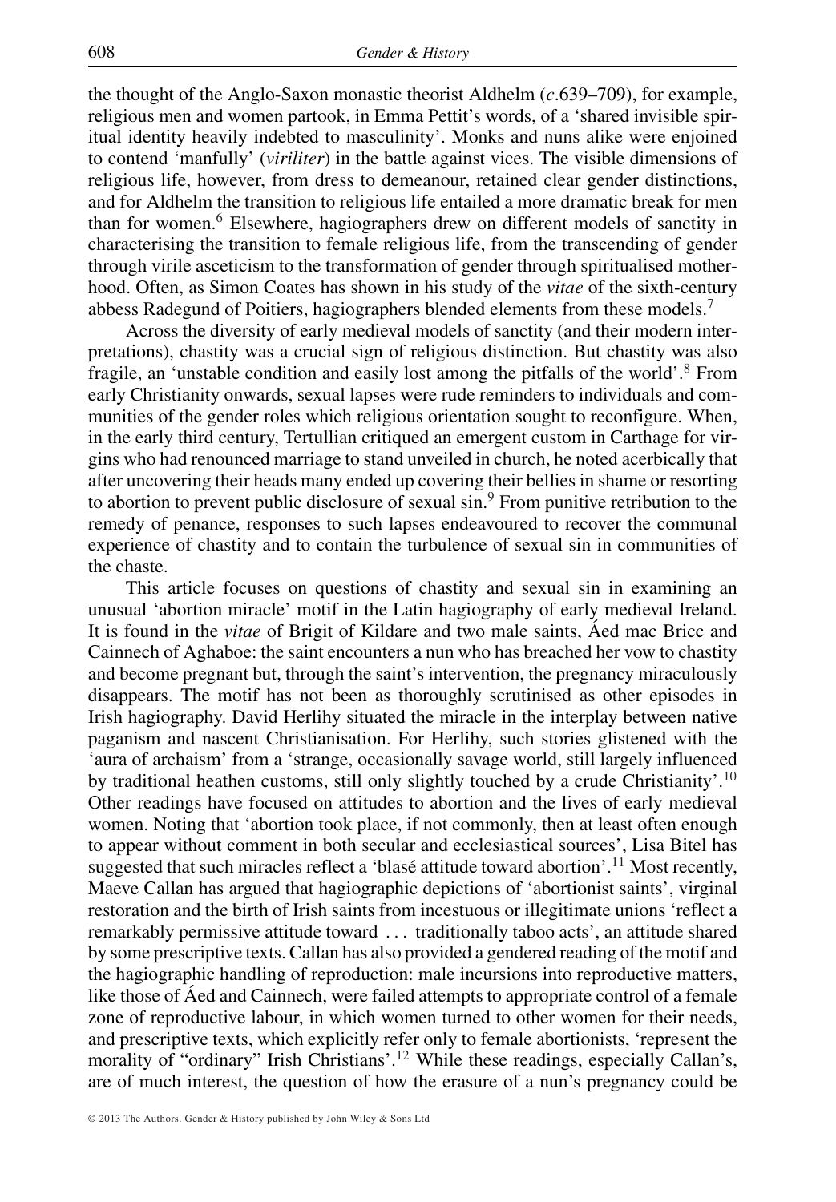the thought of the Anglo-Saxon monastic theorist Aldhelm (*c*.639–709), for example, religious men and women partook, in Emma Pettit's words, of a 'shared invisible spiritual identity heavily indebted to masculinity'. Monks and nuns alike were enjoined to contend 'manfully' (*viriliter*) in the battle against vices. The visible dimensions of religious life, however, from dress to demeanour, retained clear gender distinctions, and for Aldhelm the transition to religious life entailed a more dramatic break for men than for women.[6] Elsewhere, hagiographers drew on different models of sanctity in characterising the transition to female religious life, from the transcending of gender through virile asceticism to the transformation of gender through spiritualised motherhood. Often, as Simon Coates has shown in his study of the *vitae* of the sixth-century abbess Radegund of Poitiers, hagiographers blended elements from these models.[7]

Across the diversity of early medieval models of sanctity (and their modern interpretations), chastity was a crucial sign of religious distinction. But chastity was also fragile, an 'unstable condition and easily lost among the pitfalls of the world'.[8] From early Christianity onwards, sexual lapses were rude reminders to individuals and communities of the gender roles which religious orientation sought to reconfigure. When, in the early third century, Tertullian critiqued an emergent custom in Carthage for virgins who had renounced marriage to stand unveiled in church, he noted acerbically that after uncovering their heads many ended up covering their bellies in shame or resorting to abortion to prevent public disclosure of sexual sin.[9] From punitive retribution to the remedy of penance, responses to such lapses endeavoured to recover the communal experience of chastity and to contain the turbulence of sexual sin in communities of the chaste.

This article focuses on questions of chastity and sexual sin in examining an unusual 'abortion miracle' motif in the Latin hagiography of early medieval Ireland. It is found in the *vitae* of Brigit of Kildare and two male saints, Áed mac Bricc and Cainnech of Aghaboe: the saint encounters a nun who has breached her vow to chastity and become pregnant but, through the saint's intervention, the pregnancy miraculously disappears. The motif has not been as thoroughly scrutinised as other episodes in Irish hagiography. David Herlihy situated the miracle in the interplay between native paganism and nascent Christianisation. For Herlihy, such stories glistened with the 'aura of archaism' from a 'strange, occasionally savage world, still largely influenced by traditional heathen customs, still only slightly touched by a crude Christianity'.[10] Other readings have focused on attitudes to abortion and the lives of early medieval women. Noting that 'abortion took place, if not commonly, then at least often enough to appear without comment in both secular and ecclesiastical sources', Lisa Bitel has suggested that such miracles reflect a 'blasé attitude toward abortion'.[11] Most recently, Maeve Callan has argued that hagiographic depictions of 'abortionist saints', virginal restoration and the birth of Irish saints from incestuous or illegitimate unions 'reflect a remarkably permissive attitude toward ... traditionally taboo acts', an attitude shared by some prescriptive texts. Callan has also provided a gendered reading of the motif and the hagiographic handling of reproduction: male incursions into reproductive matters, like those of Áed and Cainnech, were failed attempts to appropriate control of a female zone of reproductive labour, in which women turned to other women for their needs, and prescriptive texts, which explicitly refer only to female abortionists, 'represent the morality of "ordinary" Irish Christians'.[12] While these readings, especially Callan's, are of much interest, the question of how the erasure of a nun's pregnancy could be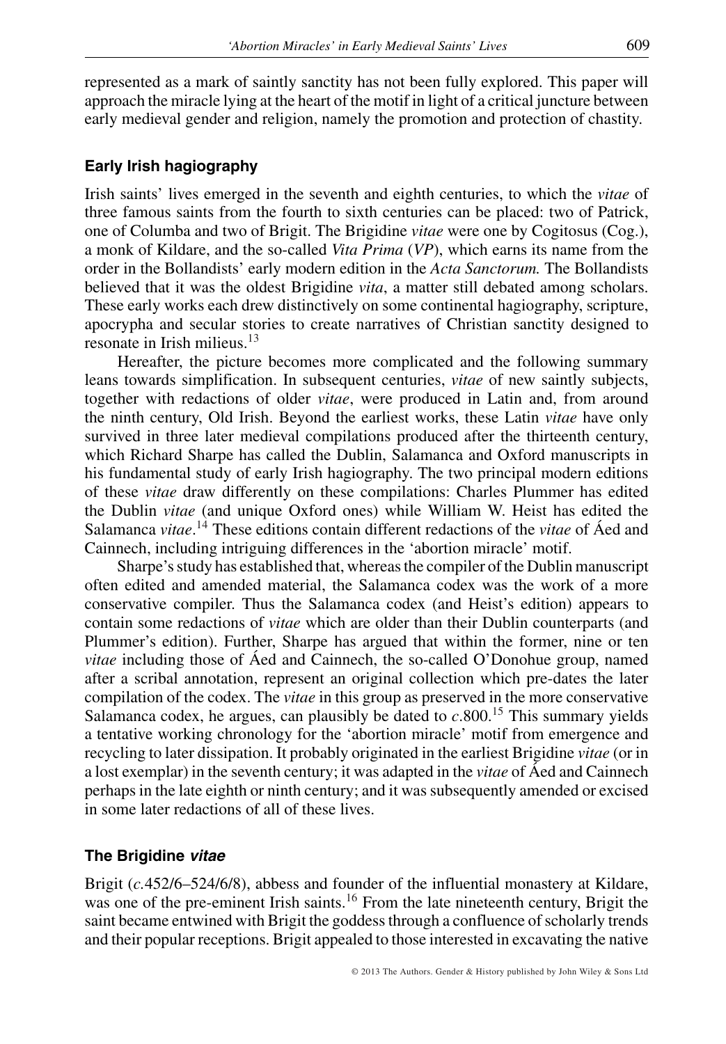represented as a mark of saintly sanctity has not been fully explored. This paper will approach the miracle lying at the heart of the motif in light of a critical juncture between early medieval gender and religion, namely the promotion and protection of chastity.

## Early Irish hagiography

Irish saints' lives emerged in the seventh and eighth centuries, to which the *vitae* of three famous saints from the fourth to sixth centuries can be placed: two of Patrick, one of Columba and two of Brigit. The Brigidine *vitae* were one by Cogitosus (Cog.), a monk of Kildare, and the so-called *Vita Prima* (*VP*), which earns its name from the order in the Bollandists' early modern edition in the *Acta Sanctorum.* The Bollandists believed that it was the oldest Brigidine *vita*, a matter still debated among scholars. These early works each drew distinctively on some continental hagiography, scripture, apocrypha and secular stories to create narratives of Christian sanctity designed to resonate in Irish milieus.[13]

Hereafter, the picture becomes more complicated and the following summary leans towards simplification. In subsequent centuries, *vitae* of new saintly subjects, together with redactions of older *vitae*, were produced in Latin and, from around the ninth century, Old Irish. Beyond the earliest works, these Latin *vitae* have only survived in three later medieval compilations produced after the thirteenth century, which Richard Sharpe has called the Dublin, Salamanca and Oxford manuscripts in his fundamental study of early Irish hagiography. The two principal modern editions of these *vitae* draw differently on these compilations: Charles Plummer has edited the Dublin *vitae* (and unique Oxford ones) while William W. Heist has edited the Salamanca *vitae*.[14] These editions contain different redactions of the *vitae* of Áed and Cainnech, including intriguing differences in the 'abortion miracle' motif.

Sharpe's study has established that, whereas the compiler of the Dublin manuscript often edited and amended material, the Salamanca codex was the work of a more conservative compiler. Thus the Salamanca codex (and Heist's edition) appears to contain some redactions of *vitae* which are older than their Dublin counterparts (and Plummer's edition). Further, Sharpe has argued that within the former, nine or ten *vitae* including those of Áed and Cainnech, the so-called O'Donohue group, named after a scribal annotation, represent an original collection which pre-dates the later compilation of the codex. The *vitae* in this group as preserved in the more conservative Salamanca codex, he argues, can plausibly be dated to *c.*800.[15] This summary yields a tentative working chronology for the 'abortion miracle' motif from emergence and recycling to later dissipation. It probably originated in the earliest Brigidine *vitae* (or in a lost exemplar) in the seventh century; it was adapted in the *vitae* of Áed and Cainnech perhaps in the late eighth or ninth century; and it was subsequently amended or excised in some later redactions of all of these lives.

## The Brigidine *vitae*

Brigit (*c.*452/6–524/6/8), abbess and founder of the influential monastery at Kildare, was one of the pre-eminent Irish saints.[16] From the late nineteenth century, Brigit the saint became entwined with Brigit the goddess through a confluence of scholarly trends and their popular receptions. Brigit appealed to those interested in excavating the native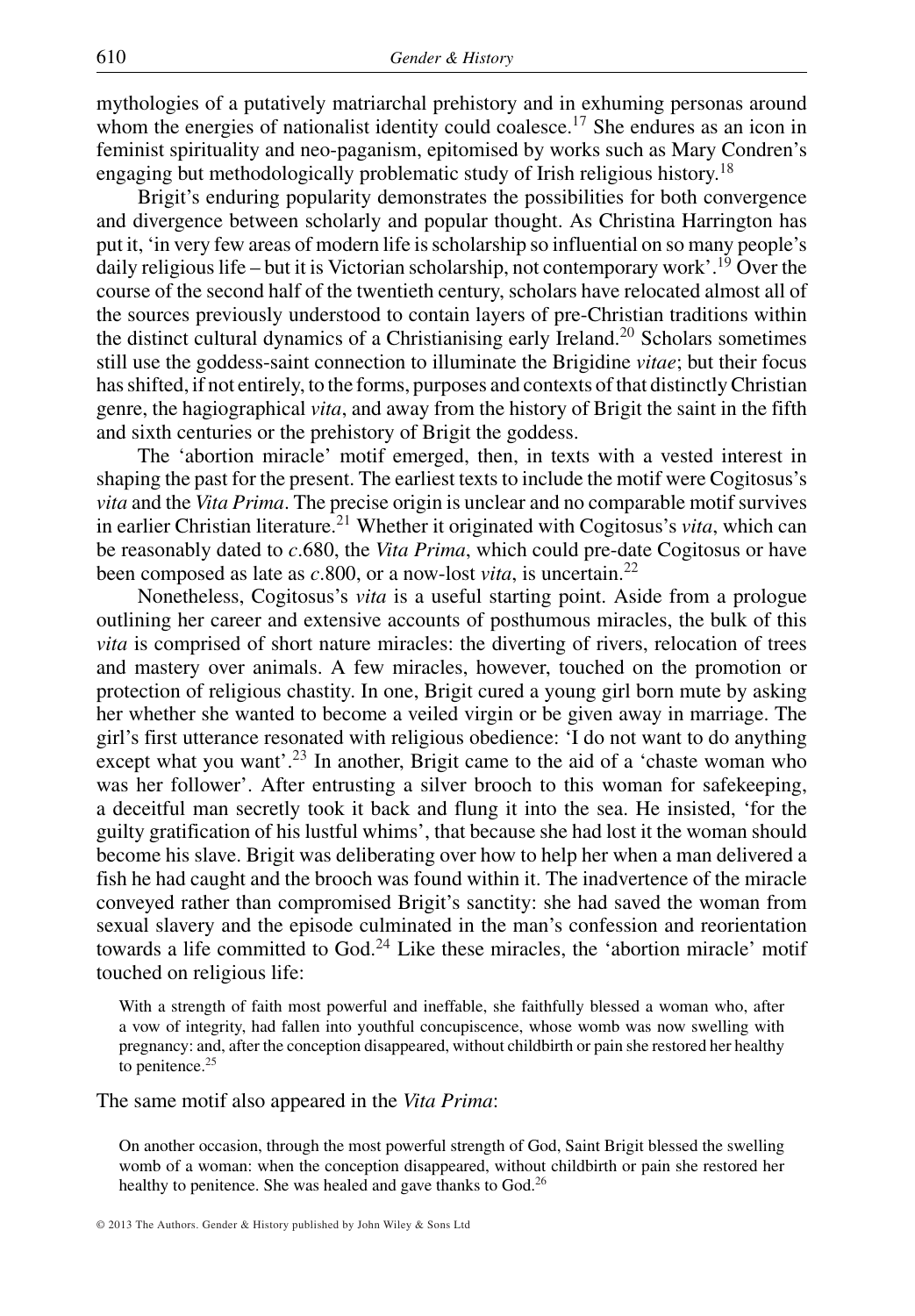mythologies of a putatively matriarchal prehistory and in exhuming personas around whom the energies of nationalist identity could coalesce.[17] She endures as an icon in feminist spirituality and neo-paganism, epitomised by works such as Mary Condren's engaging but methodologically problematic study of Irish religious history.[18]

Brigit's enduring popularity demonstrates the possibilities for both convergence and divergence between scholarly and popular thought. As Christina Harrington has put it, 'in very few areas of modern life is scholarship so influential on so many people's daily religious life – but it is Victorian scholarship, not contemporary work'.[19] Over the course of the second half of the twentieth century, scholars have relocated almost all of the sources previously understood to contain layers of pre-Christian traditions within the distinct cultural dynamics of a Christianising early Ireland.[20] Scholars sometimes still use the goddess-saint connection to illuminate the Brigidine *vitae*; but their focus has shifted, if not entirely, to the forms, purposes and contexts of that distinctly Christian genre, the hagiographical *vita*, and away from the history of Brigit the saint in the fifth and sixth centuries or the prehistory of Brigit the goddess.

The 'abortion miracle' motif emerged, then, in texts with a vested interest in shaping the past for the present. The earliest texts to include the motif were Cogitosus's *vita* and the *Vita Prima*. The precise origin is unclear and no comparable motif survives in earlier Christian literature.[21] Whether it originated with Cogitosus's *vita*, which can be reasonably dated to *c.*680, the *Vita Prima*, which could pre-date Cogitosus or have been composed as late as *c.*800, or a now-lost *vita*, is uncertain.[22]

Nonetheless, Cogitosus's *vita* is a useful starting point. Aside from a prologue outlining her career and extensive accounts of posthumous miracles, the bulk of this *vita* is comprised of short nature miracles: the diverting of rivers, relocation of trees and mastery over animals. A few miracles, however, touched on the promotion or protection of religious chastity. In one, Brigit cured a young girl born mute by asking her whether she wanted to become a veiled virgin or be given away in marriage. The girl's first utterance resonated with religious obedience: 'I do not want to do anything except what you want'.[23] In another, Brigit came to the aid of a 'chaste woman who was her follower'. After entrusting a silver brooch to this woman for safekeeping, a deceitful man secretly took it back and flung it into the sea. He insisted, 'for the guilty gratification of his lustful whims', that because she had lost it the woman should become his slave. Brigit was deliberating over how to help her when a man delivered a fish he had caught and the brooch was found within it. The inadvertence of the miracle conveyed rather than compromised Brigit's sanctity: she had saved the woman from sexual slavery and the episode culminated in the man's confession and reorientation towards a life committed to God.[24] Like these miracles, the 'abortion miracle' motif touched on religious life:

> With a strength of faith most powerful and ineffable, she faithfully blessed a woman who, after a vow of integrity, had fallen into youthful concupiscence, whose womb was now swelling with pregnancy: and, after the conception disappeared, without childbirth or pain she restored her healthy to penitence.[25]

The same motif also appeared in the *Vita Prima*:

> On another occasion, through the most powerful strength of God, Saint Brigit blessed the swelling womb of a woman: when the conception disappeared, without childbirth or pain she restored her healthy to penitence. She was healed and gave thanks to God.[26]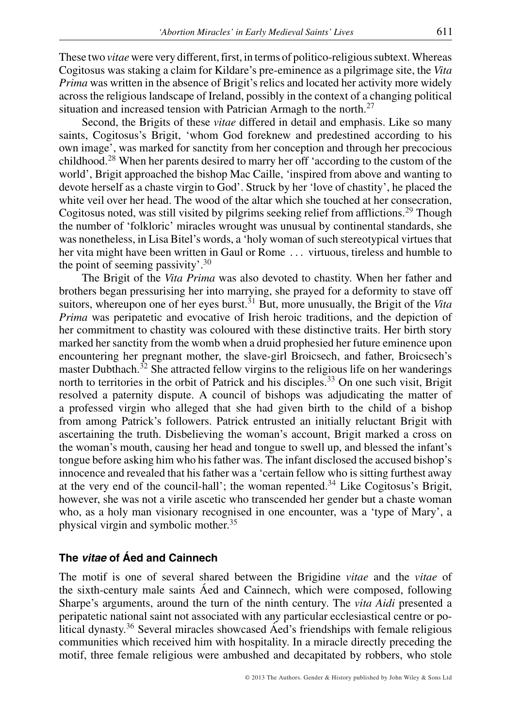These two *vitae* were very different, first, in terms of politico-religious subtext. Whereas Cogitosus was staking a claim for Kildare's pre-eminence as a pilgrimage site, the *Vita Prima* was written in the absence of Brigit's relics and located her activity more widely across the religious landscape of Ireland, possibly in the context of a changing political situation and increased tension with Patrician Armagh to the north.[27]

Second, the Brigits of these *vitae* differed in detail and emphasis. Like so many saints, Cogitosus's Brigit, 'whom God foreknew and predestined according to his own image', was marked for sanctity from her conception and through her precocious childhood.[28] When her parents desired to marry her off 'according to the custom of the world', Brigit approached the bishop Mac Caille, 'inspired from above and wanting to devote herself as a chaste virgin to God'. Struck by her 'love of chastity', he placed the white veil over her head. The wood of the altar which she touched at her consecration, Cogitosus noted, was still visited by pilgrims seeking relief from afflictions.[29] Though the number of 'folkloric' miracles wrought was unusual by continental standards, she was nonetheless, in Lisa Bitel's words, a 'holy woman of such stereotypical virtues that her vita might have been written in Gaul or Rome ... virtuous, tireless and humble to the point of seeming passivity'.[30]

The Brigit of the *Vita Prima* was also devoted to chastity. When her father and brothers began pressurising her into marrying, she prayed for a deformity to stave off suitors, whereupon one of her eyes burst.[31] But, more unusually, the Brigit of the *Vita Prima* was peripatetic and evocative of Irish heroic traditions, and the depiction of her commitment to chastity was coloured with these distinctive traits. Her birth story marked her sanctity from the womb when a druid prophesied her future eminence upon encountering her pregnant mother, the slave-girl Broicsech, and father, Broicsech's master Dubthach.[32] She attracted fellow virgins to the religious life on her wanderings north to territories in the orbit of Patrick and his disciples.[33] On one such visit, Brigit resolved a paternity dispute. A council of bishops was adjudicating the matter of a professed virgin who alleged that she had given birth to the child of a bishop from among Patrick's followers. Patrick entrusted an initially reluctant Brigit with ascertaining the truth. Disbelieving the woman's account, Brigit marked a cross on the woman's mouth, causing her head and tongue to swell up, and blessed the infant's tongue before asking him who his father was. The infant disclosed the accused bishop's innocence and revealed that his father was a 'certain fellow who is sitting furthest away at the very end of the council-hall'; the woman repented.[34] Like Cogitosus's Brigit, however, she was not a virile ascetic who transcended her gender but a chaste woman who, as a holy man visionary recognised in one encounter, was a 'type of Mary', a physical virgin and symbolic mother.[35]

## The *vitae* of Áed and Cainnech

The motif is one of several shared between the Brigidine *vitae* and the *vitae* of the sixth-century male saints Áed and Cainnech, which were composed, following Sharpe's arguments, around the turn of the ninth century. The *vita Aidi* presented a peripatetic national saint not associated with any particular ecclesiastical centre or political dynasty.[36] Several miracles showcased Áed's friendships with female religious communities which received him with hospitality. In a miracle directly preceding the motif, three female religious were ambushed and decapitated by robbers, who stole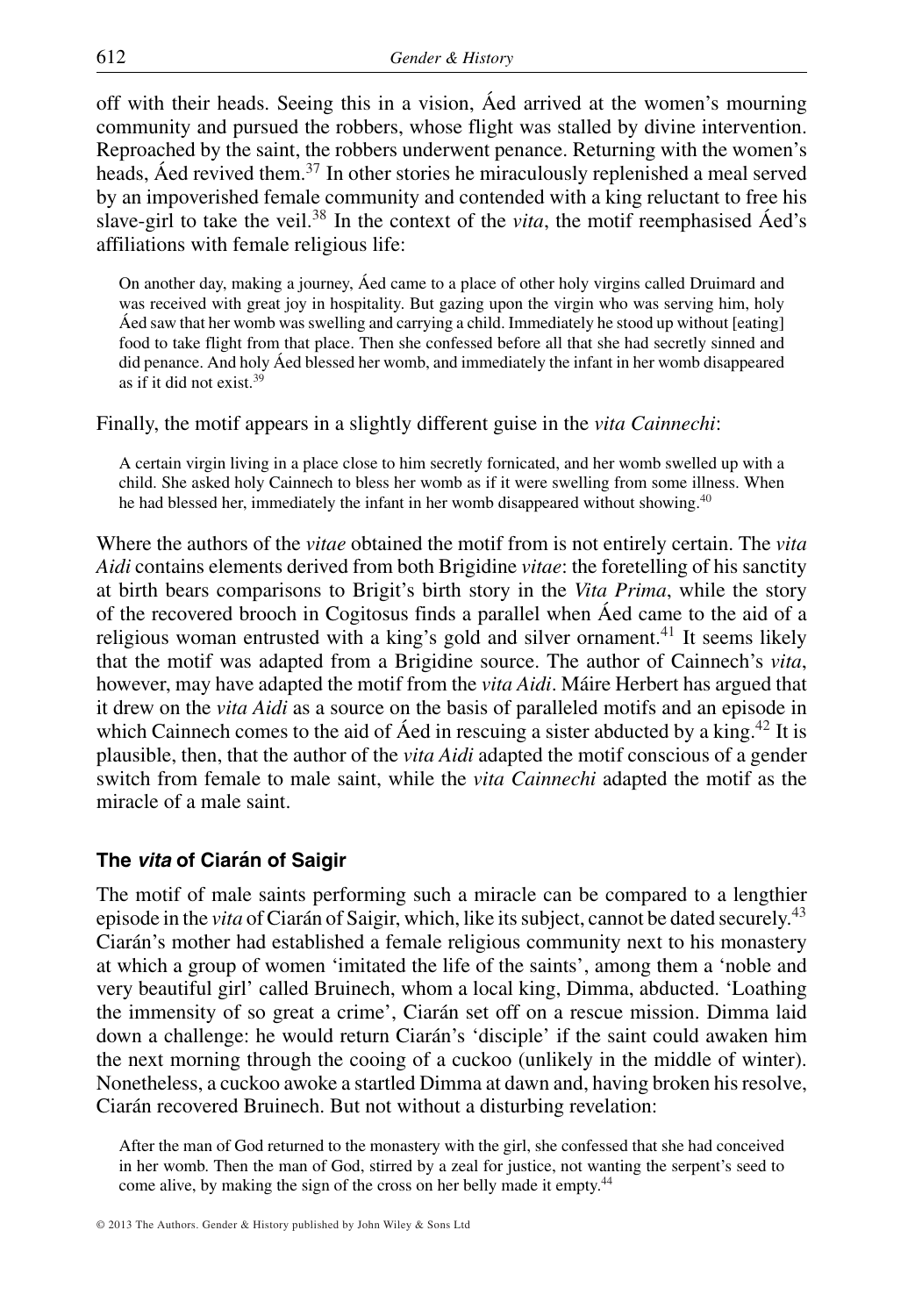off with their heads. Seeing this in a vision, Áed arrived at the women's mourning community and pursued the robbers, whose flight was stalled by divine intervention. Reproached by the saint, the robbers underwent penance. Returning with the women's heads, Áed revived them.[37] In other stories he miraculously replenished a meal served by an impoverished female community and contended with a king reluctant to free his slave-girl to take the veil.[38] In the context of the *vita*, the motif reemphasised Áed's affiliations with female religious life:

> On another day, making a journey, Áed came to a place of other holy virgins called Druimard and was received with great joy in hospitality. But gazing upon the virgin who was serving him, holy Áed saw that her womb was swelling and carrying a child. Immediately he stood up without [eating] food to take flight from that place. Then she confessed before all that she had secretly sinned and did penance. And holy Áed blessed her womb, and immediately the infant in her womb disappeared as if it did not exist.[39]

Finally, the motif appears in a slightly different guise in the *vita Cainnechi*:

> A certain virgin living in a place close to him secretly fornicated, and her womb swelled up with a child. She asked holy Cainnech to bless her womb as if it were swelling from some illness. When he had blessed her, immediately the infant in her womb disappeared without showing.[40]

Where the authors of the *vitae* obtained the motif from is not entirely certain. The *vita Aidi* contains elements derived from both Brigidine *vitae*: the foretelling of his sanctity at birth bears comparisons to Brigit's birth story in the *Vita Prima*, while the story of the recovered brooch in Cogitosus finds a parallel when Áed came to the aid of a religious woman entrusted with a king's gold and silver ornament.[41] It seems likely that the motif was adapted from a Brigidine source. The author of Cainnech's *vita*, however, may have adapted the motif from the *vita Aidi*. Máire Herbert has argued that it drew on the *vita Aidi* as a source on the basis of paralleled motifs and an episode in which Cainnech comes to the aid of Áed in rescuing a sister abducted by a king.[42] It is plausible, then, that the author of the *vita Aidi* adapted the motif conscious of a gender switch from female to male saint, while the *vita Cainnechi* adapted the motif as the miracle of a male saint.

## The *vita* of Ciarán of Saigir

The motif of male saints performing such a miracle can be compared to a lengthier episode in the *vita* of Ciarán of Saigir, which, like its subject, cannot be dated securely.[43] Ciarán's mother had established a female religious community next to his monastery at which a group of women 'imitated the life of the saints', among them a 'noble and very beautiful girl' called Bruinech, whom a local king, Dimma, abducted. 'Loathing the immensity of so great a crime', Ciarán set off on a rescue mission. Dimma laid down a challenge: he would return Ciarán's 'disciple' if the saint could awaken him the next morning through the cooing of a cuckoo (unlikely in the middle of winter). Nonetheless, a cuckoo awoke a startled Dimma at dawn and, having broken his resolve, Ciarán recovered Bruinech. But not without a disturbing revelation:

> After the man of God returned to the monastery with the girl, she confessed that she had conceived in her womb. Then the man of God, stirred by a zeal for justice, not wanting the serpent's seed to come alive, by making the sign of the cross on her belly made it empty.[44]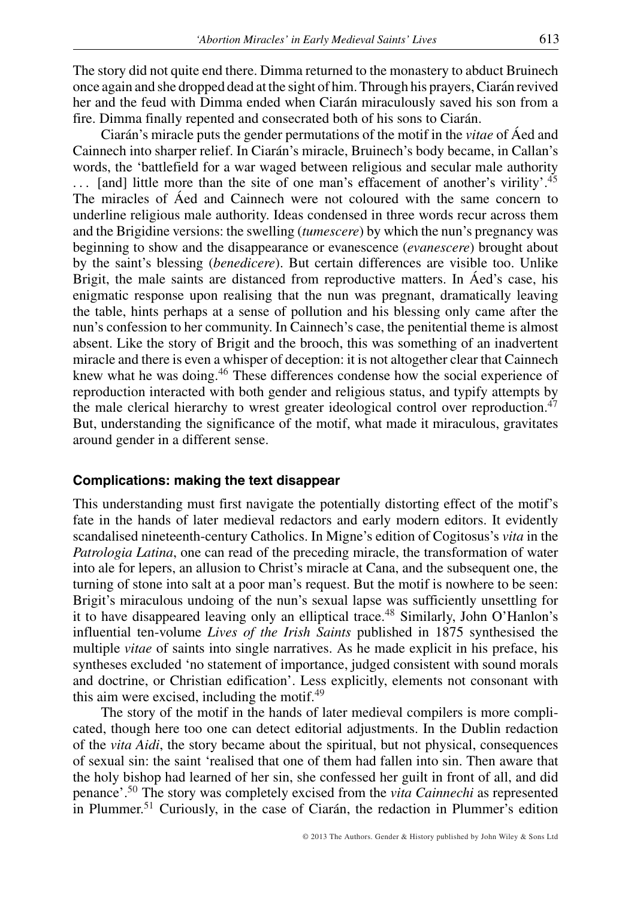The story did not quite end there. Dimma returned to the monastery to abduct Bruinech once again and she dropped dead at the sight of him. Through his prayers, Ciarán revived her and the feud with Dimma ended when Ciarán miraculously saved his son from a fire. Dimma finally repented and consecrated both of his sons to Ciarán.

Ciarán's miracle puts the gender permutations of the motif in the *vitae* of Áed and Cainnech into sharper relief. In Ciarán's miracle, Bruinech's body became, in Callan's words, the 'battlefield for a war waged between religious and secular male authority ... [and] little more than the site of one man's effacement of another's virility'.[45] The miracles of Áed and Cainnech were not coloured with the same concern to underline religious male authority. Ideas condensed in three words recur across them and the Brigidine versions: the swelling (*tumescere*) by which the nun's pregnancy was beginning to show and the disappearance or evanescence (*evanescere*) brought about by the saint's blessing (*benedicere*). But certain differences are visible too. Unlike Brigit, the male saints are distanced from reproductive matters. In Áed's case, his enigmatic response upon realising that the nun was pregnant, dramatically leaving the table, hints perhaps at a sense of pollution and his blessing only came after the nun's confession to her community. In Cainnech's case, the penitential theme is almost absent. Like the story of Brigit and the brooch, this was something of an inadvertent miracle and there is even a whisper of deception: it is not altogether clear that Cainnech knew what he was doing.[46] These differences condense how the social experience of reproduction interacted with both gender and religious status, and typify attempts by the male clerical hierarchy to wrest greater ideological control over reproduction.[47] But, understanding the significance of the motif, what made it miraculous, gravitates around gender in a different sense.

## Complications: making the text disappear

This understanding must first navigate the potentially distorting effect of the motif's fate in the hands of later medieval redactors and early modern editors. It evidently scandalised nineteenth-century Catholics. In Migne's edition of Cogitosus's *vita* in the *Patrologia Latina*, one can read of the preceding miracle, the transformation of water into ale for lepers, an allusion to Christ's miracle at Cana, and the subsequent one, the turning of stone into salt at a poor man's request. But the motif is nowhere to be seen: Brigit's miraculous undoing of the nun's sexual lapse was sufficiently unsettling for it to have disappeared leaving only an elliptical trace.[48] Similarly, John O'Hanlon's influential ten-volume *Lives of the Irish Saints* published in 1875 synthesised the multiple *vitae* of saints into single narratives. As he made explicit in his preface, his syntheses excluded 'no statement of importance, judged consistent with sound morals and doctrine, or Christian edification'. Less explicitly, elements not consonant with this aim were excised, including the motif.[49]

The story of the motif in the hands of later medieval compilers is more complicated, though here too one can detect editorial adjustments. In the Dublin redaction of the *vita Aidi*, the story became about the spiritual, but not physical, consequences of sexual sin: the saint 'realised that one of them had fallen into sin. Then aware that the holy bishop had learned of her sin, she confessed her guilt in front of all, and did penance'.[50] The story was completely excised from the *vita Cainnechi* as represented in Plummer.[51] Curiously, in the case of Ciarán, the redaction in Plummer's edition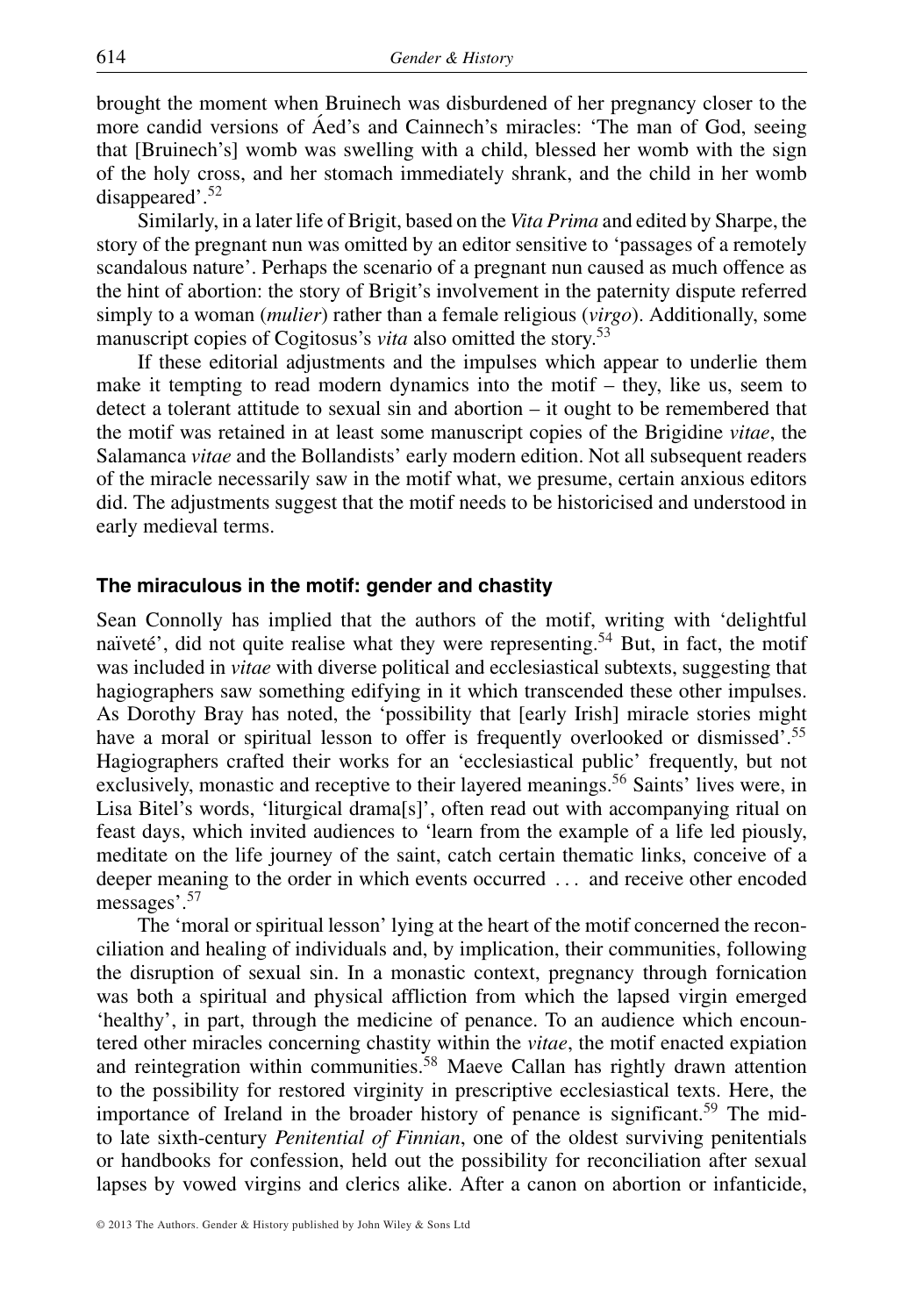brought the moment when Bruinech was disburdened of her pregnancy closer to the more candid versions of Áed's and Cainnech's miracles: 'The man of God, seeing that [Bruinech's] womb was swelling with a child, blessed her womb with the sign of the holy cross, and her stomach immediately shrank, and the child in her womb disappeared'.[52]

Similarly, in a later life of Brigit, based on the *Vita Prima* and edited by Sharpe, the story of the pregnant nun was omitted by an editor sensitive to 'passages of a remotely scandalous nature'. Perhaps the scenario of a pregnant nun caused as much offence as the hint of abortion: the story of Brigit's involvement in the paternity dispute referred simply to a woman (*mulier*) rather than a female religious (*virgo*). Additionally, some manuscript copies of Cogitosus's *vita* also omitted the story.[53]

If these editorial adjustments and the impulses which appear to underlie them make it tempting to read modern dynamics into the motif – they, like us, seem to detect a tolerant attitude to sexual sin and abortion – it ought to be remembered that the motif was retained in at least some manuscript copies of the Brigidine *vitae*, the Salamanca *vitae* and the Bollandists' early modern edition. Not all subsequent readers of the miracle necessarily saw in the motif what, we presume, certain anxious editors did. The adjustments suggest that the motif needs to be historicised and understood in early medieval terms.

## The miraculous in the motif: gender and chastity

Sean Connolly has implied that the authors of the motif, writing with 'delightful naïveté', did not quite realise what they were representing.[54] But, in fact, the motif was included in *vitae* with diverse political and ecclesiastical subtexts, suggesting that hagiographers saw something edifying in it which transcended these other impulses. As Dorothy Bray has noted, the 'possibility that [early Irish] miracle stories might have a moral or spiritual lesson to offer is frequently overlooked or dismissed'.[55] Hagiographers crafted their works for an 'ecclesiastical public' frequently, but not exclusively, monastic and receptive to their layered meanings.[56] Saints' lives were, in Lisa Bitel's words, 'liturgical drama[s]', often read out with accompanying ritual on feast days, which invited audiences to 'learn from the example of a life led piously, meditate on the life journey of the saint, catch certain thematic links, conceive of a deeper meaning to the order in which events occurred ... and receive other encoded messages'.[57]

The 'moral or spiritual lesson' lying at the heart of the motif concerned the reconciliation and healing of individuals and, by implication, their communities, following the disruption of sexual sin. In a monastic context, pregnancy through fornication was both a spiritual and physical affliction from which the lapsed virgin emerged 'healthy', in part, through the medicine of penance. To an audience which encountered other miracles concerning chastity within the *vitae*, the motif enacted expiation and reintegration within communities.[58] Maeve Callan has rightly drawn attention to the possibility for restored virginity in prescriptive ecclesiastical texts. Here, the importance of Ireland in the broader history of penance is significant.[59] The mid- to late sixth-century *Penitential of Finnian*, one of the oldest surviving penitentials or handbooks for confession, held out the possibility for reconciliation after sexual lapses by vowed virgins and clerics alike. After a canon on abortion or infanticide,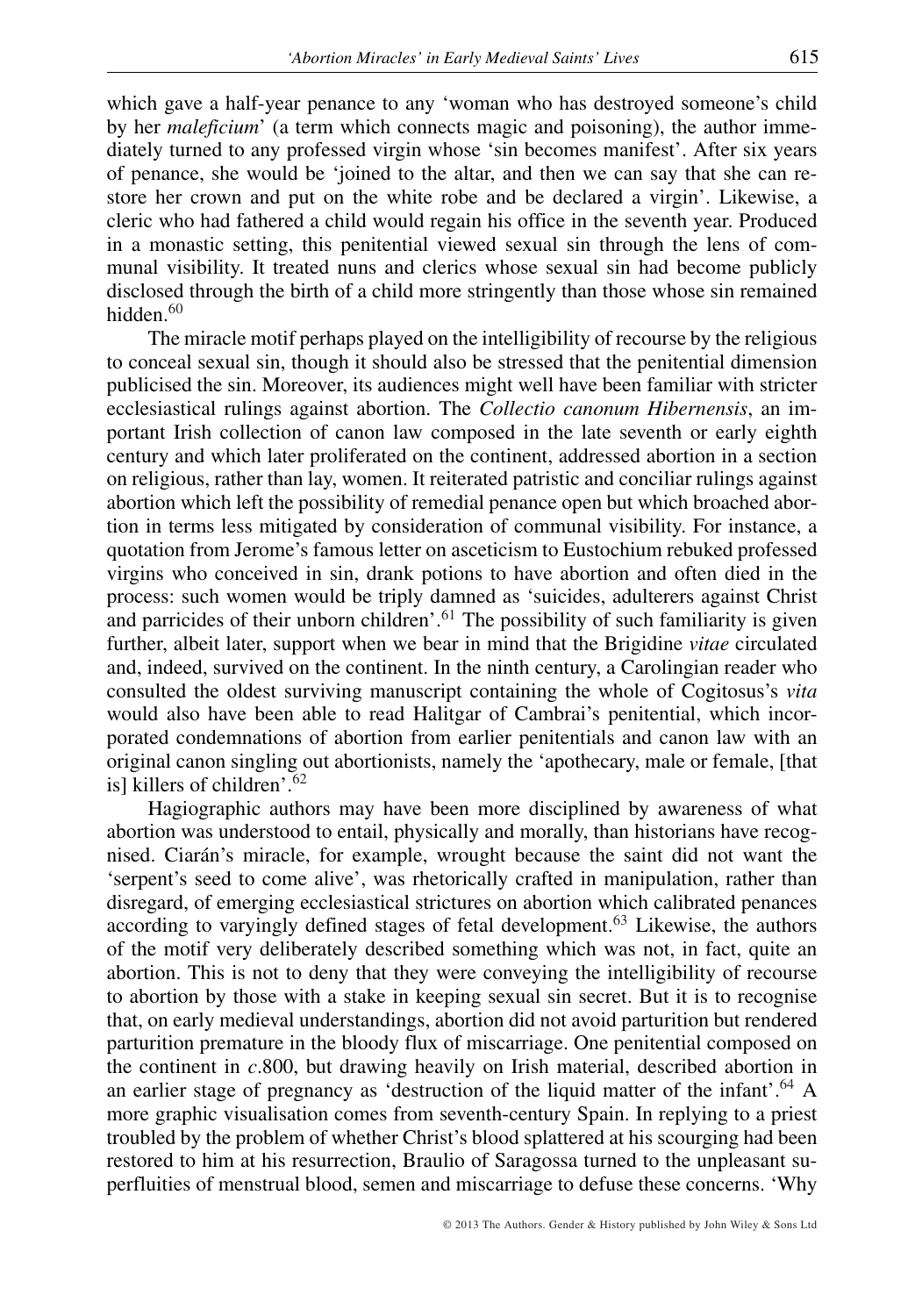which gave a half-year penance to any 'woman who has destroyed someone's child by her *maleficium*' (a term which connects magic and poisoning), the author immediately turned to any professed virgin whose 'sin becomes manifest'. After six years of penance, she would be 'joined to the altar, and then we can say that she can restore her crown and put on the white robe and be declared a virgin'. Likewise, a cleric who had fathered a child would regain his office in the seventh year. Produced in a monastic setting, this penitential viewed sexual sin through the lens of communal visibility. It treated nuns and clerics whose sexual sin had become publicly disclosed through the birth of a child more stringently than those whose sin remained hidden.[60]

The miracle motif perhaps played on the intelligibility of recourse by the religious to conceal sexual sin, though it should also be stressed that the penitential dimension publicised the sin. Moreover, its audiences might well have been familiar with stricter ecclesiastical rulings against abortion. The *Collectio canonum Hibernensis*, an important Irish collection of canon law composed in the late seventh or early eighth century and which later proliferated on the continent, addressed abortion in a section on religious, rather than lay, women. It reiterated patristic and conciliar rulings against abortion which left the possibility of remedial penance open but which broached abortion in terms less mitigated by consideration of communal visibility. For instance, a quotation from Jerome's famous letter on asceticism to Eustochium rebuked professed virgins who conceived in sin, drank potions to have abortion and often died in the process: such women would be triply damned as 'suicides, adulterers against Christ and parricides of their unborn children'.[61] The possibility of such familiarity is given further, albeit later, support when we bear in mind that the Brigidine *vitae* circulated and, indeed, survived on the continent. In the ninth century, a Carolingian reader who consulted the oldest surviving manuscript containing the whole of Cogitosus's *vita* would also have been able to read Halitgar of Cambrai's penitential, which incorporated condemnations of abortion from earlier penitentials and canon law with an original canon singling out abortionists, namely the 'apothecary, male or female, [that is] killers of children'.[62]

Hagiographic authors may have been more disciplined by awareness of what abortion was understood to entail, physically and morally, than historians have recognised. Ciarán's miracle, for example, wrought because the saint did not want the 'serpent's seed to come alive', was rhetorically crafted in manipulation, rather than disregard, of emerging ecclesiastical strictures on abortion which calibrated penances according to varyingly defined stages of fetal development.[63] Likewise, the authors of the motif very deliberately described something which was not, in fact, quite an abortion. This is not to deny that they were conveying the intelligibility of recourse to abortion by those with a stake in keeping sexual sin secret. But it is to recognise that, on early medieval understandings, abortion did not avoid parturition but rendered parturition premature in the bloody flux of miscarriage. One penitential composed on the continent in *c*.800, but drawing heavily on Irish material, described abortion in an earlier stage of pregnancy as 'destruction of the liquid matter of the infant'.[64] A more graphic visualisation comes from seventh-century Spain. In replying to a priest troubled by the problem of whether Christ's blood splattered at his scourging had been restored to him at his resurrection, Braulio of Saragossa turned to the unpleasant superfluities of menstrual blood, semen and miscarriage to defuse these concerns. 'Why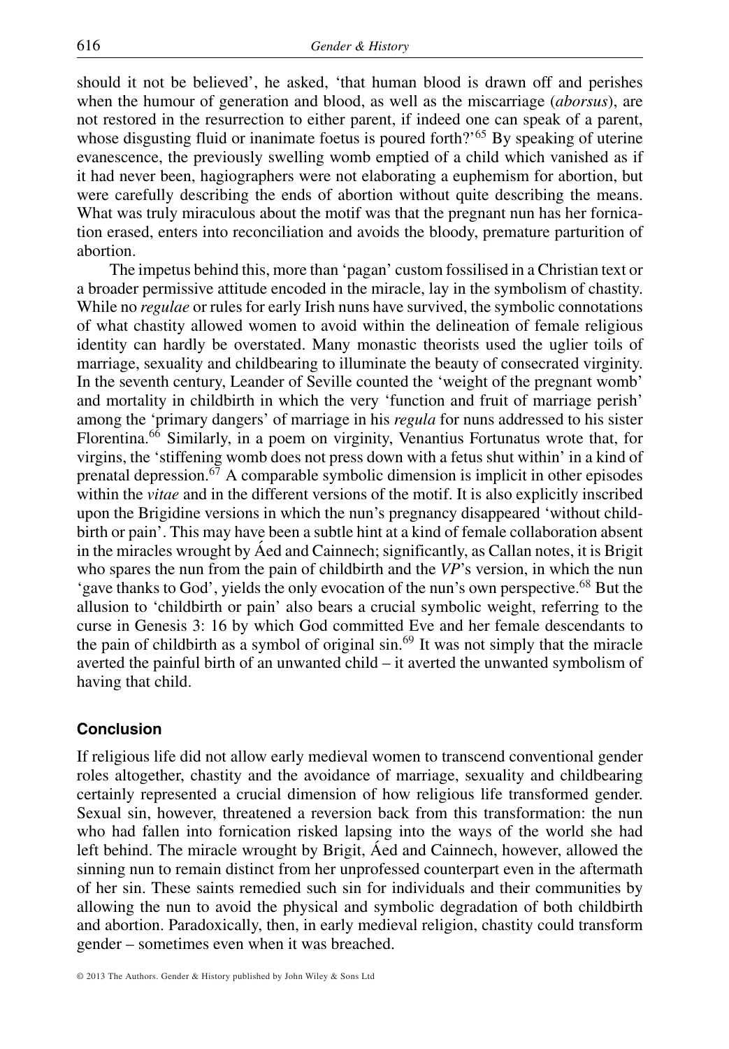should it not be believed', he asked, 'that human blood is drawn off and perishes when the humour of generation and blood, as well as the miscarriage (*aborsus*), are not restored in the resurrection to either parent, if indeed one can speak of a parent, whose disgusting fluid or inanimate foetus is poured forth?'[65] By speaking of uterine evanescence, the previously swelling womb emptied of a child which vanished as if it had never been, hagiographers were not elaborating a euphemism for abortion, but were carefully describing the ends of abortion without quite describing the means. What was truly miraculous about the motif was that the pregnant nun has her fornication erased, enters into reconciliation and avoids the bloody, premature parturition of abortion.

The impetus behind this, more than 'pagan' custom fossilised in a Christian text or a broader permissive attitude encoded in the miracle, lay in the symbolism of chastity. While no *regulae* or rules for early Irish nuns have survived, the symbolic connotations of what chastity allowed women to avoid within the delineation of female religious identity can hardly be overstated. Many monastic theorists used the uglier toils of marriage, sexuality and childbearing to illuminate the beauty of consecrated virginity. In the seventh century, Leander of Seville counted the 'weight of the pregnant womb' and mortality in childbirth in which the very 'function and fruit of marriage perish' among the 'primary dangers' of marriage in his *regula* for nuns addressed to his sister Florentina.[66] Similarly, in a poem on virginity, Venantius Fortunatus wrote that, for virgins, the 'stiffening womb does not press down with a fetus shut within' in a kind of prenatal depression.[67] A comparable symbolic dimension is implicit in other episodes within the *vitae* and in the different versions of the motif. It is also explicitly inscribed upon the Brigidine versions in which the nun's pregnancy disappeared 'without childbirth or pain'. This may have been a subtle hint at a kind of female collaboration absent in the miracles wrought by Áed and Cainnech; significantly, as Callan notes, it is Brigit who spares the nun from the pain of childbirth and the *VP*'s version, in which the nun 'gave thanks to God', yields the only evocation of the nun's own perspective.[68] But the allusion to 'childbirth or pain' also bears a crucial symbolic weight, referring to the curse in Genesis 3: 16 by which God committed Eve and her female descendants to the pain of childbirth as a symbol of original sin.[69] It was not simply that the miracle averted the painful birth of an unwanted child – it averted the unwanted symbolism of having that child.

## Conclusion

If religious life did not allow early medieval women to transcend conventional gender roles altogether, chastity and the avoidance of marriage, sexuality and childbearing certainly represented a crucial dimension of how religious life transformed gender. Sexual sin, however, threatened a reversion back from this transformation: the nun who had fallen into fornication risked lapsing into the ways of the world she had left behind. The miracle wrought by Brigit, Áed and Cainnech, however, allowed the sinning nun to remain distinct from her unprofessed counterpart even in the aftermath of her sin. These saints remedied such sin for individuals and their communities by allowing the nun to avoid the physical and symbolic degradation of both childbirth and abortion. Paradoxically, then, in early medieval religion, chastity could transform gender – sometimes even when it was breached.

© 2013 The Authors. Gender & History published by John Wiley & Sons Ltd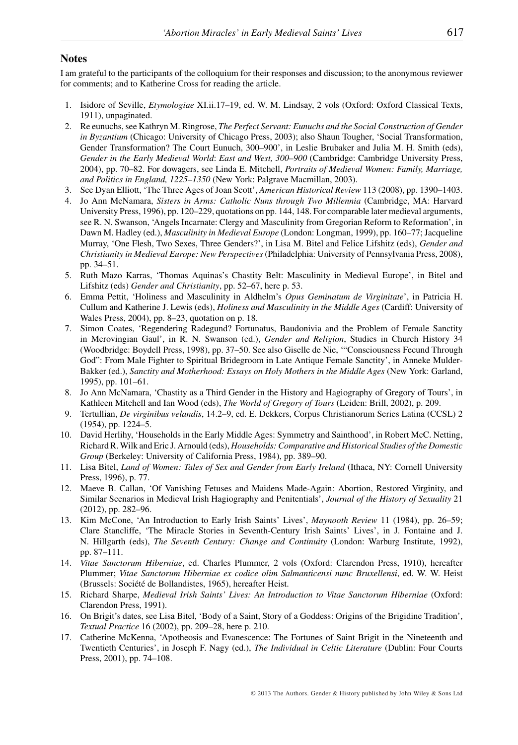## Notes

I am grateful to the participants of the colloquium for their responses and discussion; to the anonymous reviewer for comments; and to Katherine Cross for reading the article.

1. Isidore of Seville, *Etymologiae* XI.ii.17–19, ed. W. M. Lindsay, 2 vols (Oxford: Oxford Classical Texts, 1911), unpaginated.
2. Re eunuchs, see Kathryn M. Ringrose, *The Perfect Servant: Eunuchs and the Social Construction of Gender in Byzantium* (Chicago: University of Chicago Press, 2003); also Shaun Tougher, 'Social Transformation, Gender Transformation? The Court Eunuch, 300–900', in Leslie Brubaker and Julia M. H. Smith (eds), *Gender in the Early Medieval World*: *East and West, 300–900* (Cambridge: Cambridge University Press, 2004), pp. 70–82. For dowagers, see Linda E. Mitchell, *Portraits of Medieval Women: Family, Marriage, and Politics in England, 1225–1350* (New York: Palgrave Macmillan, 2003).
3. See Dyan Elliott, 'The Three Ages of Joan Scott', *American Historical Review* 113 (2008), pp. 1390–1403.
4. Jo Ann McNamara, *Sisters in Arms: Catholic Nuns through Two Millennia* (Cambridge, MA: Harvard University Press, 1996), pp. 120–229, quotations on pp. 144, 148. For comparable later medieval arguments, see R. N. Swanson, 'Angels Incarnate: Clergy and Masculinity from Gregorian Reform to Reformation', in Dawn M. Hadley (ed.), *Masculinity in Medieval Europe* (London: Longman, 1999), pp. 160–77; Jacqueline Murray, 'One Flesh, Two Sexes, Three Genders?', in Lisa M. Bitel and Felice Lifshitz (eds), *Gender and Christianity in Medieval Europe: New Perspectives* (Philadelphia: University of Pennsylvania Press, 2008), pp. 34–51.
5. Ruth Mazo Karras, 'Thomas Aquinas's Chastity Belt: Masculinity in Medieval Europe', in Bitel and Lifshitz (eds) *Gender and Christianity*, pp. 52–67, here p. 53.
6. Emma Pettit, 'Holiness and Masculinity in Aldhelm's *Opus Geminatum de Virginitate*', in Patricia H. Cullum and Katherine J. Lewis (eds), *Holiness and Masculinity in the Middle Ages* (Cardiff: University of Wales Press, 2004), pp. 8–23, quotation on p. 18.
7. Simon Coates, 'Regendering Radegund? Fortunatus, Baudonivia and the Problem of Female Sanctity in Merovingian Gaul', in R. N. Swanson (ed.), *Gender and Religion*, Studies in Church History 34 (Woodbridge: Boydell Press, 1998), pp. 37–50. See also Giselle de Nie, '"Consciousness Fecund Through God": From Male Fighter to Spiritual Bridegroom in Late Antique Female Sanctity', in Anneke Mulder-Bakker (ed.), *Sanctity and Motherhood: Essays on Holy Mothers in the Middle Ages* (New York: Garland, 1995), pp. 101–61.
8. Jo Ann McNamara, 'Chastity as a Third Gender in the History and Hagiography of Gregory of Tours', in Kathleen Mitchell and Ian Wood (eds), *The World of Gregory of Tours* (Leiden: Brill, 2002), p. 209.
9. Tertullian, *De virginibus velandis*, 14.2–9, ed. E. Dekkers, Corpus Christianorum Series Latina (CCSL) 2 (1954), pp. 1224–5.
10. David Herlihy, 'Households in the Early Middle Ages: Symmetry and Sainthood', in Robert McC. Netting, Richard R. Wilk and Eric J. Arnould (eds), *Households: Comparative and Historical Studies of the Domestic Group* (Berkeley: University of California Press, 1984), pp. 389–90.
11. Lisa Bitel, *Land of Women: Tales of Sex and Gender from Early Ireland* (Ithaca, NY: Cornell University Press, 1996), p. 77.
12. Maeve B. Callan, 'Of Vanishing Fetuses and Maidens Made-Again: Abortion, Restored Virginity, and Similar Scenarios in Medieval Irish Hagiography and Penitentials', *Journal of the History of Sexuality* 21 (2012), pp. 282–96.
13. Kim McCone, 'An Introduction to Early Irish Saints' Lives', *Maynooth Review* 11 (1984), pp. 26–59; Clare Stancliffe, 'The Miracle Stories in Seventh-Century Irish Saints' Lives', in J. Fontaine and J. N. Hillgarth (eds), *The Seventh Century: Change and Continuity* (London: Warburg Institute, 1992), pp. 87–111.
14. *Vitae Sanctorum Hiberniae*, ed. Charles Plummer, 2 vols (Oxford: Clarendon Press, 1910), hereafter Plummer; *Vitae Sanctorum Hiberniae ex codice olim Salmanticensi nunc Bruxellensi*, ed. W. W. Heist (Brussels: Société de Bollandistes, 1965), hereafter Heist.
15. Richard Sharpe, *Medieval Irish Saints' Lives: An Introduction to Vitae Sanctorum Hiberniae* (Oxford: Clarendon Press, 1991).
16. On Brigit's dates, see Lisa Bitel, 'Body of a Saint, Story of a Goddess: Origins of the Brigidine Tradition', *Textual Practice* 16 (2002), pp. 209–28, here p. 210.
17. Catherine McKenna, 'Apotheosis and Evanescence: The Fortunes of Saint Brigit in the Nineteenth and Twentieth Centuries', in Joseph F. Nagy (ed.), *The Individual in Celtic Literature* (Dublin: Four Courts Press, 2001), pp. 74–108.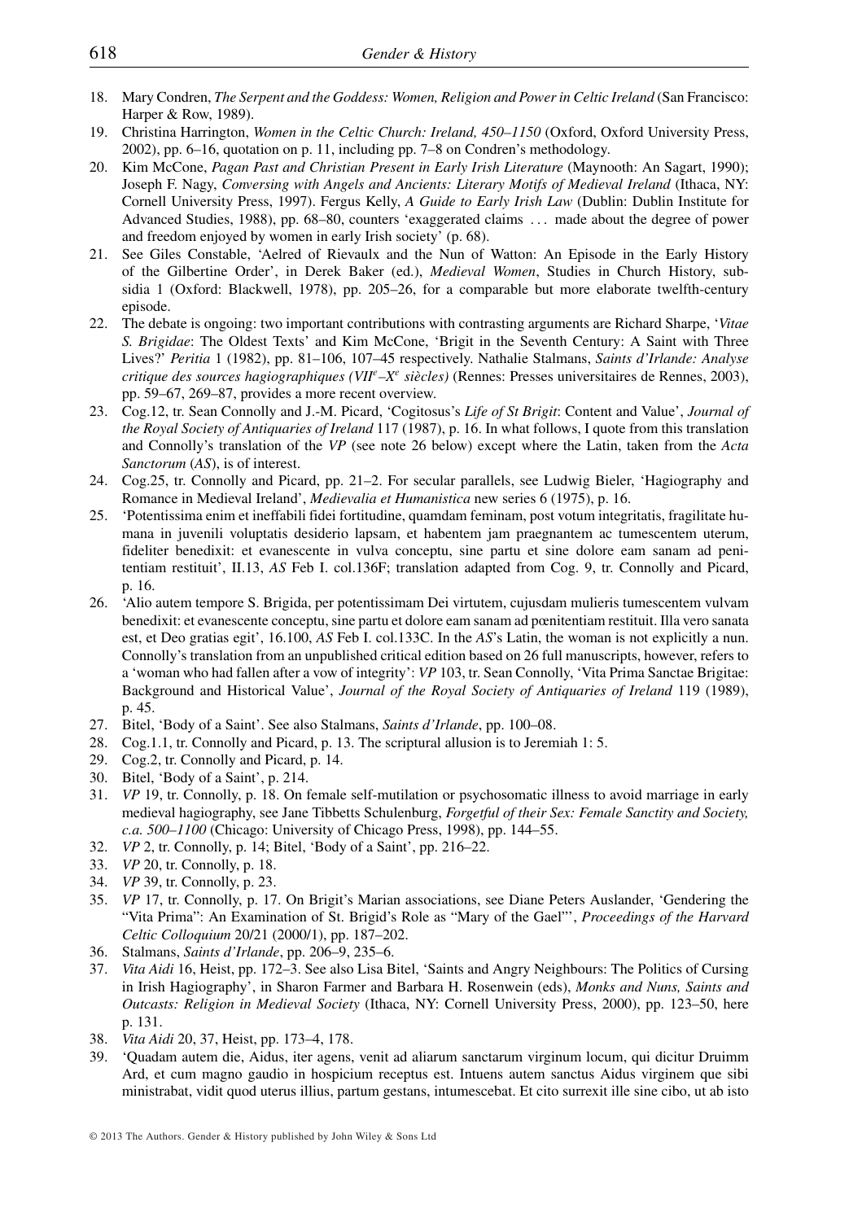18. Mary Condren, *The Serpent and the Goddess: Women, Religion and Power in Celtic Ireland* (San Francisco: Harper & Row, 1989).
19. Christina Harrington, *Women in the Celtic Church: Ireland, 450–1150* (Oxford, Oxford University Press, 2002), pp. 6–16, quotation on p. 11, including pp. 7–8 on Condren's methodology.
20. Kim McCone, *Pagan Past and Christian Present in Early Irish Literature* (Maynooth: An Sagart, 1990); Joseph F. Nagy, *Conversing with Angels and Ancients: Literary Motifs of Medieval Ireland* (Ithaca, NY: Cornell University Press, 1997). Fergus Kelly, *A Guide to Early Irish Law* (Dublin: Dublin Institute for Advanced Studies, 1988), pp. 68–80, counters 'exaggerated claims ... made about the degree of power and freedom enjoyed by women in early Irish society' (p. 68).
21. See Giles Constable, 'Aelred of Rievaulx and the Nun of Watton: An Episode in the Early History of the Gilbertine Order', in Derek Baker (ed.), *Medieval Women*, Studies in Church History, subsidia 1 (Oxford: Blackwell, 1978), pp. 205–26, for a comparable but more elaborate twelfth-century episode.
22. The debate is ongoing: two important contributions with contrasting arguments are Richard Sharpe, '*Vitae S. Brigidae*: The Oldest Texts' and Kim McCone, 'Brigit in the Seventh Century: A Saint with Three Lives?' *Peritia* 1 (1982), pp. 81–106, 107–45 respectively. Nathalie Stalmans, *Saints d'Irlande: Analyse critique des sources hagiographiques (VII^e–X^e siècles)* (Rennes: Presses universitaires de Rennes, 2003), pp. 59–67, 269–87, provides a more recent overview.
23. Cog.12, tr. Sean Connolly and J.-M. Picard, 'Cogitosus's *Life of St Brigit*: Content and Value', *Journal of the Royal Society of Antiquaries of Ireland* 117 (1987), p. 16. In what follows, I quote from this translation and Connolly's translation of the *VP* (see note 26 below) except where the Latin, taken from the *Acta Sanctorum* (*AS*), is of interest.
24. Cog.25, tr. Connolly and Picard, pp. 21–2. For secular parallels, see Ludwig Bieler, 'Hagiography and Romance in Medieval Ireland', *Medievalia et Humanistica* new series 6 (1975), p. 16.
25. 'Potentissima enim et ineffabili fidei fortitudine, quamdam feminam, post votum integritatis, fragilitate humana in juvenili voluptatis desiderio lapsam, et habentem jam praegnantem ac tumescentem uterum, fideliter benedixit: et evanescente in vulva conceptu, sine partu et sine dolore eam sanam ad penitentiam restituit', II.13, *AS* Feb I. col.136F; translation adapted from Cog. 9, tr. Connolly and Picard, p. 16.
26. 'Alio autem tempore S. Brigida, per potentissimam Dei virtutem, cujusdam mulieris tumescentem vulvam benedixit: et evanescente conceptu, sine partu et dolore eam sanam ad pœnitentiam restituit. Illa vero sanata est, et Deo gratias egit', 16.100, *AS* Feb I. col.133C. In the *AS*'s Latin, the woman is not explicitly a nun. Connolly's translation from an unpublished critical edition based on 26 full manuscripts, however, refers to a 'woman who had fallen after a vow of integrity': *VP* 103, tr. Sean Connolly, 'Vita Prima Sanctae Brigitae: Background and Historical Value', *Journal of the Royal Society of Antiquaries of Ireland* 119 (1989), p. 45.
27. Bitel, 'Body of a Saint'. See also Stalmans, *Saints d'Irlande*, pp. 100–08.
28. Cog.1.1, tr. Connolly and Picard, p. 13. The scriptural allusion is to Jeremiah 1: 5.
29. Cog.2, tr. Connolly and Picard, p. 14.
30. Bitel, 'Body of a Saint', p. 214.
31. *VP* 19, tr. Connolly, p. 18. On female self-mutilation or psychosomatic illness to avoid marriage in early medieval hagiography, see Jane Tibbetts Schulenburg, *Forgetful of their Sex: Female Sanctity and Society, c.a. 500–1100* (Chicago: University of Chicago Press, 1998), pp. 144–55.
32. *VP* 2, tr. Connolly, p. 14; Bitel, 'Body of a Saint', pp. 216–22.
33. *VP* 20, tr. Connolly, p. 18.
34. *VP* 39, tr. Connolly, p. 23.
35. *VP* 17, tr. Connolly, p. 17. On Brigit's Marian associations, see Diane Peters Auslander, 'Gendering the "Vita Prima": An Examination of St. Brigid's Role as "Mary of the Gael"', *Proceedings of the Harvard Celtic Colloquium* 20/21 (2000/1), pp. 187–202.
36. Stalmans, *Saints d'Irlande*, pp. 206–9, 235–6.
37. *Vita Aidi* 16, Heist, pp. 172–3. See also Lisa Bitel, 'Saints and Angry Neighbours: The Politics of Cursing in Irish Hagiography', in Sharon Farmer and Barbara H. Rosenwein (eds), *Monks and Nuns, Saints and Outcasts: Religion in Medieval Society* (Ithaca, NY: Cornell University Press, 2000), pp. 123–50, here p. 131.
38. *Vita Aidi* 20, 37, Heist, pp. 173–4, 178.
39. 'Quadam autem die, Aidus, iter agens, venit ad aliarum sanctarum virginum locum, qui dicitur Druimm Ard, et cum magno gaudio in hospicium receptus est. Intuens autem sanctus Aidus virginem que sibi ministrabat, vidit quod uterus illius, partum gestans, intumescebat. Et cito surrexit ille sine cibo, ut ab isto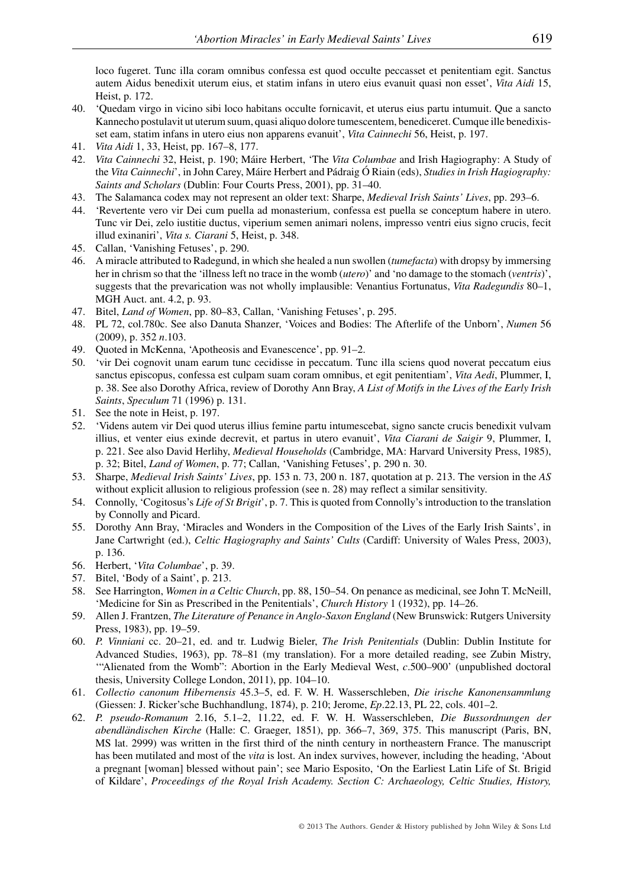loco fugeret. Tunc illa coram omnibus confessa est quod occulte peccasset et penitentiam egit. Sanctus autem Aidus benedixit uterum eius, et statim infans in utero eius evanuit quasi non esset', *Vita Aidi* 15, Heist, p. 172.

40. 'Quedam virgo in vicino sibi loco habitans occulte fornicavit, et uterus eius partu intumuit. Que a sancto Kannecho postulavit ut uterum suum, quasi aliquo dolore tumescentem, benediceret. Cumque ille benedixisset eam, statim infans in utero eius non apparens evanuit', *Vita Cainnechi* 56, Heist, p. 197.
41. *Vita Aidi* 1, 33, Heist, pp. 167–8, 177.
42. *Vita Cainnechi* 32, Heist, p. 190; Máire Herbert, 'The *Vita Columbae* and Irish Hagiography: A Study of the *Vita Cainnechi*', in John Carey, Máire Herbert and Pádraig Ó Riain (eds), *Studies in Irish Hagiography: Saints and Scholars* (Dublin: Four Courts Press, 2001), pp. 31–40.
43. The Salamanca codex may not represent an older text: Sharpe, *Medieval Irish Saints' Lives*, pp. 293–6.
44. 'Revertente vero vir Dei cum puella ad monasterium, confessa est puella se conceptum habere in utero. Tunc vir Dei, zelo iustitie ductus, viperium semen animari nolens, impresso ventri eius signo crucis, fecit illud exinaniri', *Vita s. Ciarani* 5, Heist, p. 348.
45. Callan, 'Vanishing Fetuses', p. 290.
46. A miracle attributed to Radegund, in which she healed a nun swollen (*tumefacta*) with dropsy by immersing her in chrism so that the 'illness left no trace in the womb (*utero*)' and 'no damage to the stomach (*ventris*)', suggests that the prevarication was not wholly implausible: Venantius Fortunatus, *Vita Radegundis* 80–1, MGH Auct. ant. 4.2, p. 93.
47. Bitel, *Land of Women*, pp. 80–83, Callan, 'Vanishing Fetuses', p. 295.
48. PL 72, col.780c. See also Danuta Shanzer, 'Voices and Bodies: The Afterlife of the Unborn', *Numen* 56 (2009), p. 352 *n*.103.
49. Quoted in McKenna, 'Apotheosis and Evanescence', pp. 91–2.
50. 'vir Dei cognovit unam earum tunc cecidisse in peccatum. Tunc illa sciens quod noverat peccatum eius sanctus episcopus, confessa est culpam suam coram omnibus, et egit penitentiam', *Vita Aedi*, Plummer, I, p. 38. See also Dorothy Africa, review of Dorothy Ann Bray, *A List of Motifs in the Lives of the Early Irish Saints*, *Speculum* 71 (1996) p. 131.
51. See the note in Heist, p. 197.
52. 'Videns autem vir Dei quod uterus illius femine partu intumescebat, signo sancte crucis benedixit vulvam illius, et venter eius exinde decrevit, et partus in utero evanuit', *Vita Ciarani de Saigir* 9, Plummer, I, p. 221. See also David Herlihy, *Medieval Households* (Cambridge, MA: Harvard University Press, 1985), p. 32; Bitel, *Land of Women*, p. 77; Callan, 'Vanishing Fetuses', p. 290 n. 30.
53. Sharpe, *Medieval Irish Saints' Lives*, pp. 153 n. 73, 200 n. 187, quotation at p. 213. The version in the *AS* without explicit allusion to religious profession (see n. 28) may reflect a similar sensitivity.
54. Connolly, 'Cogitosus's *Life of St Brigit*', p. 7. This is quoted from Connolly's introduction to the translation by Connolly and Picard.
55. Dorothy Ann Bray, 'Miracles and Wonders in the Composition of the Lives of the Early Irish Saints', in Jane Cartwright (ed.), *Celtic Hagiography and Saints' Cults* (Cardiff: University of Wales Press, 2003), p. 136.
56. Herbert, '*Vita Columbae*', p. 39.
57. Bitel, 'Body of a Saint', p. 213.
58. See Harrington, *Women in a Celtic Church*, pp. 88, 150–54. On penance as medicinal, see John T. McNeill, 'Medicine for Sin as Prescribed in the Penitentials', *Church History* 1 (1932), pp. 14–26.
59. Allen J. Frantzen, *The Literature of Penance in Anglo-Saxon England* (New Brunswick: Rutgers University Press, 1983), pp. 19–59.
60. *P. Vinniani* cc. 20–21, ed. and tr. Ludwig Bieler, *The Irish Penitentials* (Dublin: Dublin Institute for Advanced Studies, 1963), pp. 78–81 (my translation). For a more detailed reading, see Zubin Mistry, '"Alienated from the Womb": Abortion in the Early Medieval West, *c*.500–900' (unpublished doctoral thesis, University College London, 2011), pp. 104–10.
61. *Collectio canonum Hibernensis* 45.3–5, ed. F. W. H. Wasserschleben, *Die irische Kanonensammlung* (Giessen: J. Ricker'sche Buchhandlung, 1874), p. 210; Jerome, *Ep*.22.13, PL 22, cols. 401–2.
62. *P. pseudo-Romanum* 2.16, 5.1–2, 11.22, ed. F. W. H. Wasserschleben, *Die Bussordnungen der abendländischen Kirche* (Halle: C. Graeger, 1851), pp. 366–7, 369, 375. This manuscript (Paris, BN, MS lat. 2999) was written in the first third of the ninth century in northeastern France. The manuscript has been mutilated and most of the *vita* is lost. An index survives, however, including the heading, 'About a pregnant [woman] blessed without pain'; see Mario Esposito, 'On the Earliest Latin Life of St. Brigid of Kildare', *Proceedings of the Royal Irish Academy. Section C: Archaeology, Celtic Studies, History,*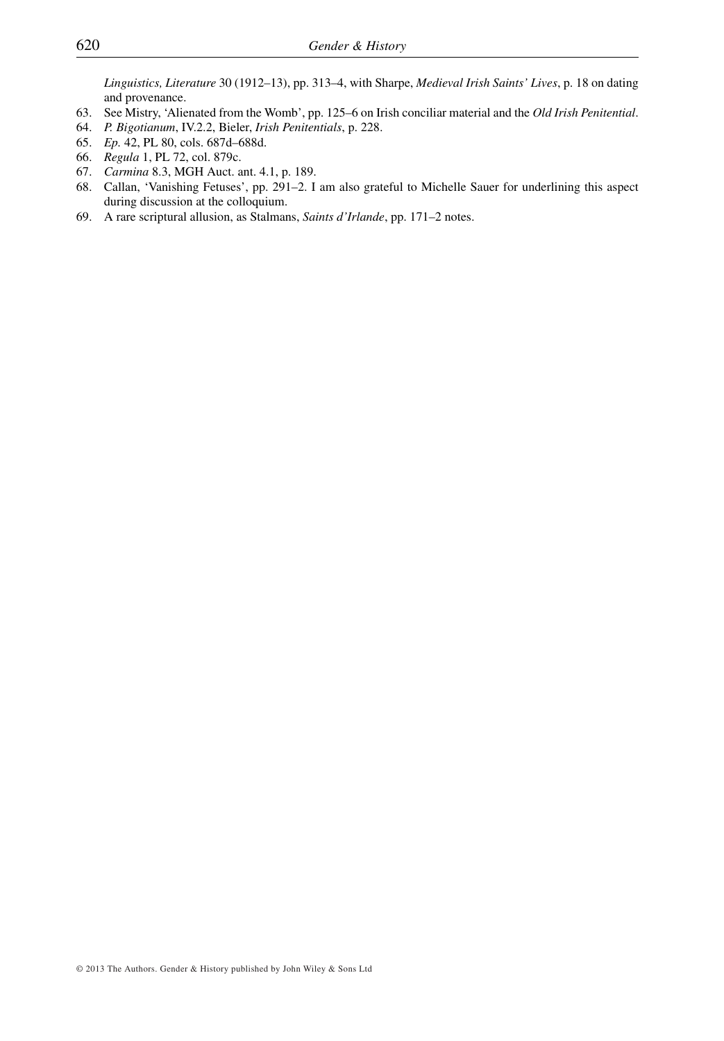*Linguistics, Literature* 30 (1912–13), pp. 313–4, with Sharpe, *Medieval Irish Saints' Lives*, p. 18 on dating and provenance.

63. See Mistry, 'Alienated from the Womb', pp. 125–6 on Irish conciliar material and the *Old Irish Penitential*.
64. *P. Bigotianum*, IV.2.2, Bieler, *Irish Penitentials*, p. 228.
65. *Ep.* 42, PL 80, cols. 687d–688d.
66. *Regula* 1, PL 72, col. 879c.
67. *Carmina* 8.3, MGH Auct. ant. 4.1, p. 189.
68. Callan, 'Vanishing Fetuses', pp. 291–2. I am also grateful to Michelle Sauer for underlining this aspect during discussion at the colloquium.
69. A rare scriptural allusion, as Stalmans, *Saints d'Irlande*, pp. 171–2 notes.